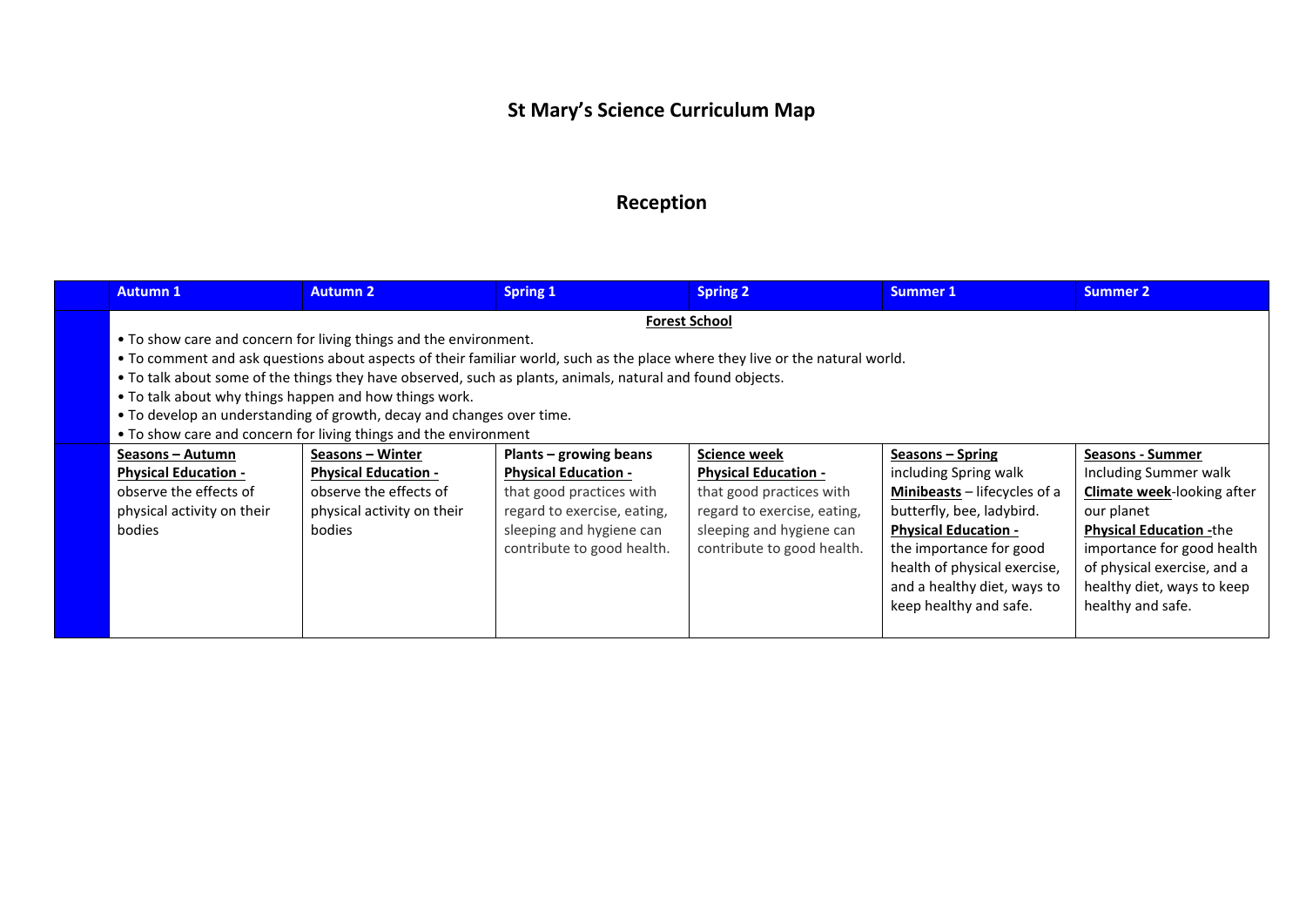# St Mary's Science Curriculum Map

## Reception

| | Autumn 1 | Autumn 2 | Spring 1 | Spring 2 | Summer 1 | Summer 2 |
|---|---|---|---|---|---|---|
| | **Forest School**<br>• To show care and concern for living things and the environment.<br>• To comment and ask questions about aspects of their familiar world, such as the place where they live or the natural world.<br>• To talk about some of the things they have observed, such as plants, animals, natural and found objects.<br>• To talk about why things happen and how things work.<br>• To develop an understanding of growth, decay and changes over time.<br>• To show care and concern for living things and the environment | | | | | |
| | **Seasons – Autumn**<br>**Physical Education -** observe the effects of physical activity on their bodies | **Seasons – Winter**<br>**Physical Education -** observe the effects of physical activity on their bodies | **Plants – growing beans**<br>**Physical Education -** that good practices with regard to exercise, eating, sleeping and hygiene can contribute to good health. | **Science week**<br>**Physical Education -** that good practices with regard to exercise, eating, sleeping and hygiene can contribute to good health. | **Seasons – Spring** including Spring walk<br>**Minibeasts** – lifecycles of a butterfly, bee, ladybird.<br>**Physical Education -** the importance for good health of physical exercise, and a healthy diet, ways to keep healthy and safe. | **Seasons - Summer** Including Summer walk<br>**Climate week**-looking after our planet<br>**Physical Education -**the importance for good health of physical exercise, and a healthy diet, ways to keep healthy and safe. |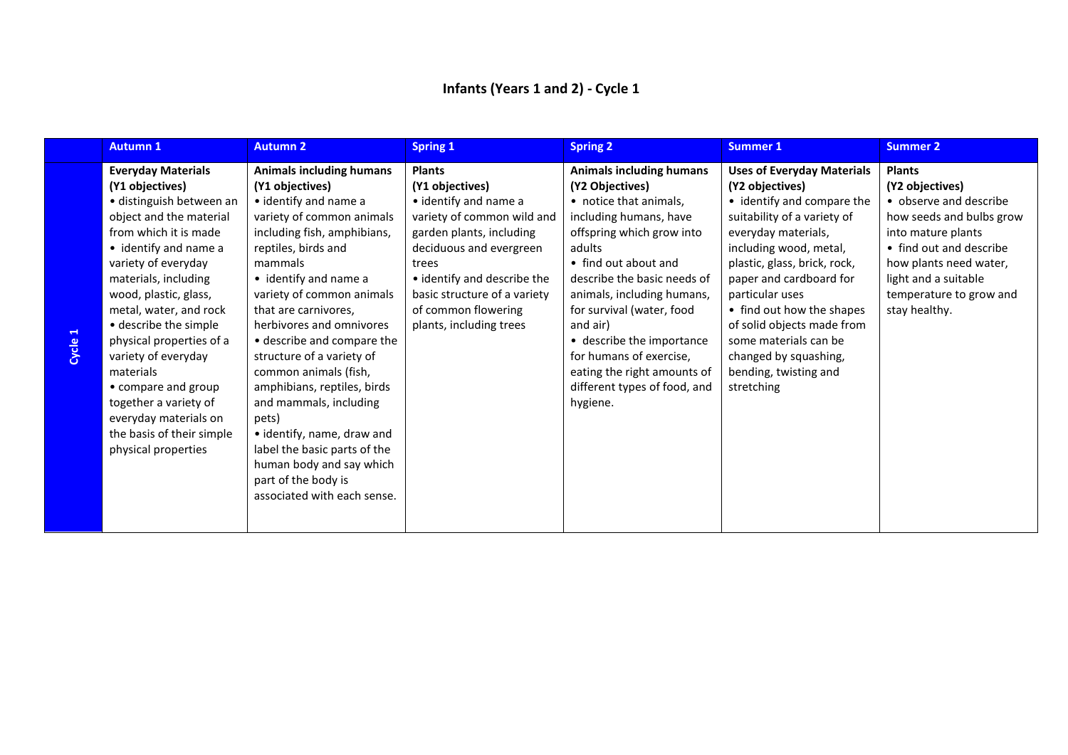# Infants (Years 1 and 2) - Cycle 1

| | Autumn 1 | Autumn 2 | Spring 1 | Spring 2 | Summer 1 | Summer 2 |
|---|---|---|---|---|---|---|
| Cycle 1 | **Everyday Materials (Y1 objectives)**<br>• distinguish between an object and the material from which it is made<br>• identify and name a variety of everyday materials, including wood, plastic, glass, metal, water, and rock<br>• describe the simple physical properties of a variety of everyday materials<br>• compare and group together a variety of everyday materials on the basis of their simple physical properties | **Animals including humans (Y1 objectives)**<br>• identify and name a variety of common animals including fish, amphibians, reptiles, birds and mammals<br>• identify and name a variety of common animals that are carnivores, herbivores and omnivores<br>• describe and compare the structure of a variety of common animals (fish, amphibians, reptiles, birds and mammals, including pets)<br>• identify, name, draw and label the basic parts of the human body and say which part of the body is associated with each sense. | **Plants (Y1 objectives)**<br>• identify and name a variety of common wild and garden plants, including deciduous and evergreen trees<br>• identify and describe the basic structure of a variety of common flowering plants, including trees | **Animals including humans (Y2 Objectives)**<br>• notice that animals, including humans, have offspring which grow into adults<br>• find out about and describe the basic needs of animals, including humans, for survival (water, food and air)<br>• describe the importance for humans of exercise, eating the right amounts of different types of food, and hygiene. | **Uses of Everyday Materials (Y2 objectives)**<br>• identify and compare the suitability of a variety of everyday materials, including wood, metal, plastic, glass, brick, rock, paper and cardboard for particular uses<br>• find out how the shapes of solid objects made from some materials can be changed by squashing, bending, twisting and stretching | **Plants (Y2 objectives)**<br>• observe and describe how seeds and bulbs grow into mature plants<br>• find out and describe how plants need water, light and a suitable temperature to grow and stay healthy. |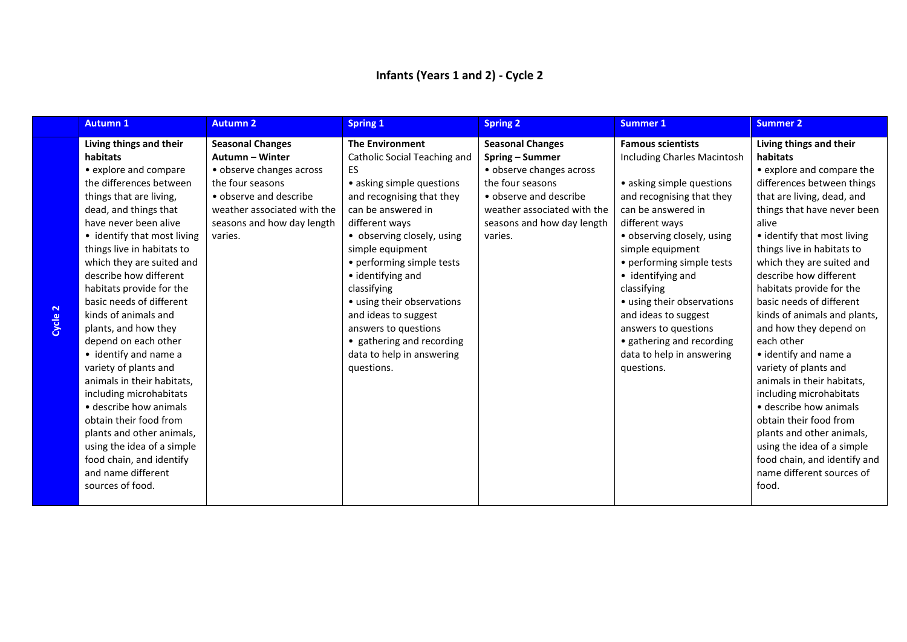# Infants (Years 1 and 2) - Cycle 2

| | Autumn 1 | Autumn 2 | Spring 1 | Spring 2 | Summer 1 | Summer 2 |
|---|---|---|---|---|---|---|
| Cycle 2 | **Living things and their habitats**<br>• explore and compare the differences between things that are living, dead, and things that have never been alive<br>• identify that most living things live in habitats to which they are suited and describe how different habitats provide for the basic needs of different kinds of animals and plants, and how they depend on each other<br>• identify and name a variety of plants and animals in their habitats, including microhabitats<br>• describe how animals obtain their food from plants and other animals, using the idea of a simple food chain, and identify and name different sources of food. | **Seasonal Changes Autumn – Winter**<br>• observe changes across the four seasons<br>• observe and describe weather associated with the seasons and how day length varies. | **The Environment**<br>Catholic Social Teaching and ES<br>• asking simple questions and recognising that they can be answered in different ways<br>• observing closely, using simple equipment<br>• performing simple tests<br>• identifying and classifying<br>• using their observations and ideas to suggest answers to questions<br>• gathering and recording data to help in answering questions. | **Seasonal Changes Spring – Summer**<br>• observe changes across the four seasons<br>• observe and describe weather associated with the seasons and how day length varies. | **Famous scientists**<br>Including Charles Macintosh<br><br>• asking simple questions and recognising that they can be answered in different ways<br>• observing closely, using simple equipment<br>• performing simple tests<br>• identifying and classifying<br>• using their observations and ideas to suggest answers to questions<br>• gathering and recording data to help in answering questions. | **Living things and their habitats**<br>• explore and compare the differences between things that are living, dead, and things that have never been alive<br>• identify that most living things live in habitats to which they are suited and describe how different habitats provide for the basic needs of different kinds of animals and plants, and how they depend on each other<br>• identify and name a variety of plants and animals in their habitats, including microhabitats<br>• describe how animals obtain their food from plants and other animals, using the idea of a simple food chain, and identify and name different sources of food. |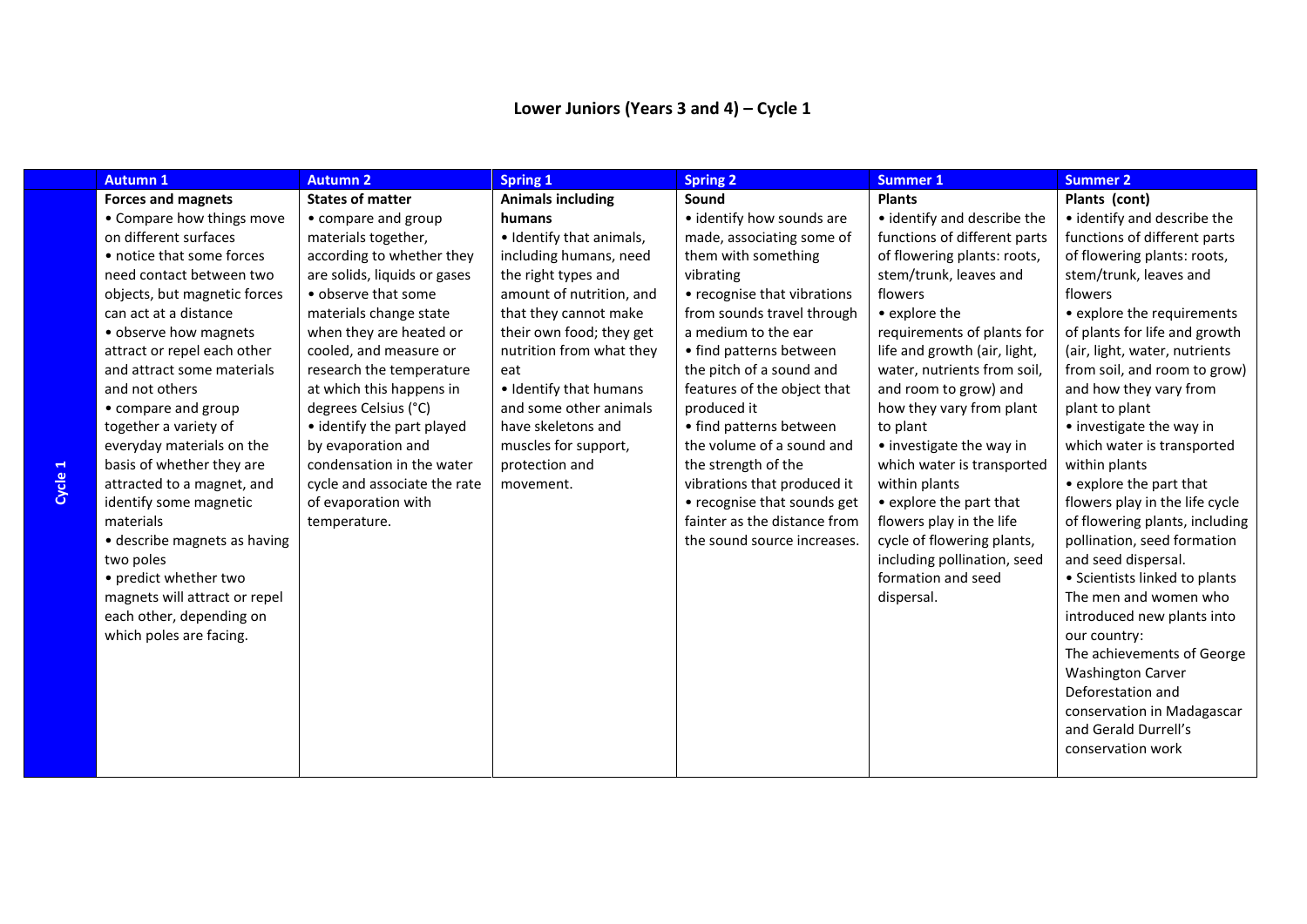# Lower Juniors (Years 3 and 4) – Cycle 1

| | Autumn 1 | Autumn 2 | Spring 1 | Spring 2 | Summer 1 | Summer 2 |
|---|---|---|---|---|---|---|
| Cycle 1 | **Forces and magnets**<br>• Compare how things move on different surfaces<br>• notice that some forces need contact between two objects, but magnetic forces can act at a distance<br>• observe how magnets attract or repel each other and attract some materials and not others<br>• compare and group together a variety of everyday materials on the basis of whether they are attracted to a magnet, and identify some magnetic materials<br>• describe magnets as having two poles<br>• predict whether two magnets will attract or repel each other, depending on which poles are facing. | **States of matter**<br>• compare and group materials together, according to whether they are solids, liquids or gases<br>• observe that some materials change state when they are heated or cooled, and measure or research the temperature at which this happens in degrees Celsius (°C)<br>• identify the part played by evaporation and condensation in the water cycle and associate the rate of evaporation with temperature. | **Animals including humans**<br>• Identify that animals, including humans, need the right types and amount of nutrition, and that they cannot make their own food; they get nutrition from what they eat<br>• Identify that humans and some other animals have skeletons and muscles for support, protection and movement. | **Sound**<br>• identify how sounds are made, associating some of them with something vibrating<br>• recognise that vibrations from sounds travel through a medium to the ear<br>• find patterns between the pitch of a sound and features of the object that produced it<br>• find patterns between the volume of a sound and the strength of the vibrations that produced it<br>• recognise that sounds get fainter as the distance from the sound source increases. | **Plants**<br>• identify and describe the functions of different parts of flowering plants: roots, stem/trunk, leaves and flowers<br>• explore the requirements of plants for life and growth (air, light, water, nutrients from soil, and room to grow) and how they vary from plant to plant<br>• investigate the way in which water is transported within plants<br>• explore the part that flowers play in the life cycle of flowering plants, including pollination, seed formation and seed dispersal. | **Plants (cont)**<br>• identify and describe the functions of different parts of flowering plants: roots, stem/trunk, leaves and flowers<br>• explore the requirements of plants for life and growth (air, light, water, nutrients from soil, and room to grow) and how they vary from plant to plant<br>• investigate the way in which water is transported within plants<br>• explore the part that flowers play in the life cycle of flowering plants, including pollination, seed formation and seed dispersal.<br>• Scientists linked to plants<br>The men and women who introduced new plants into our country:<br>The achievements of George Washington Carver<br>Deforestation and conservation in Madagascar and Gerald Durrell's conservation work |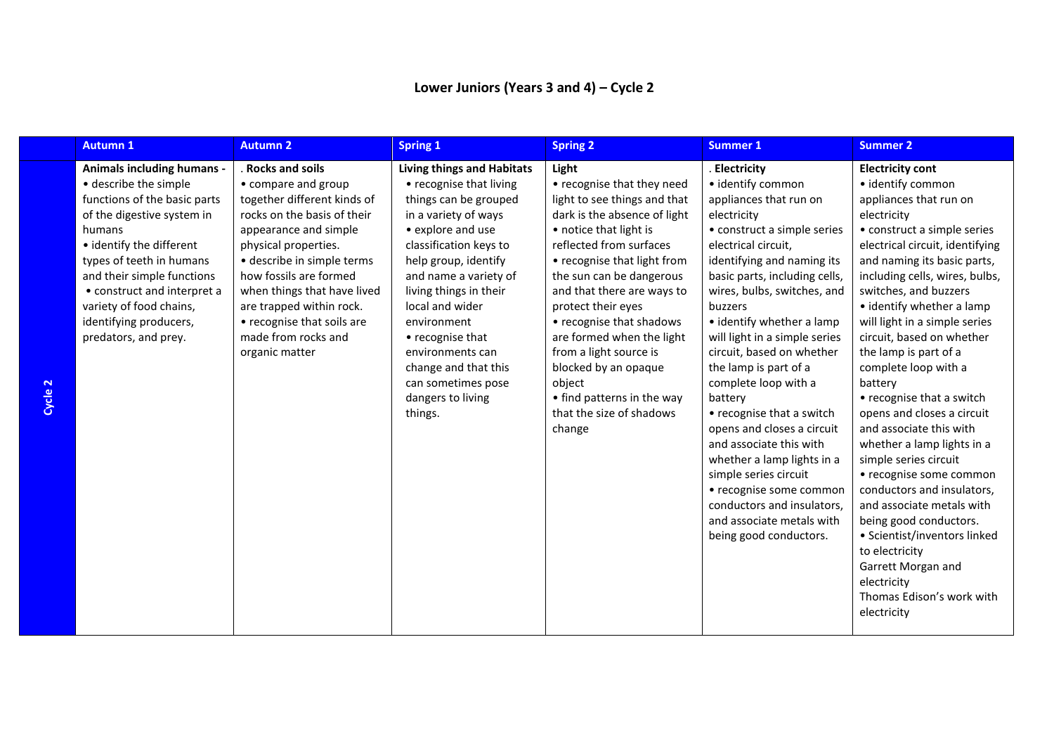## Lower Juniors (Years 3 and 4) – Cycle 2

| | Autumn 1 | Autumn 2 | Spring 1 | Spring 2 | Summer 1 | Summer 2 |
|---|---|---|---|---|---|---|
| Cycle 2 | **Animals including humans -**<br>• describe the simple functions of the basic parts of the digestive system in humans<br>• identify the different types of teeth in humans and their simple functions<br>• construct and interpret a variety of food chains, identifying producers, predators, and prey. | . **Rocks and soils**<br>• compare and group together different kinds of rocks on the basis of their appearance and simple physical properties.<br>• describe in simple terms how fossils are formed when things that have lived are trapped within rock.<br>• recognise that soils are made from rocks and organic matter | **Living things and Habitats**<br>• recognise that living things can be grouped in a variety of ways<br>• explore and use classification keys to help group, identify and name a variety of living things in their local and wider environment<br>• recognise that environments can change and that this can sometimes pose dangers to living things. | **Light**<br>• recognise that they need light to see things and that dark is the absence of light<br>• notice that light is reflected from surfaces<br>• recognise that light from the sun can be dangerous and that there are ways to protect their eyes<br>• recognise that shadows are formed when the light from a light source is blocked by an opaque object<br>• find patterns in the way that the size of shadows change | . **Electricity**<br>• identify common appliances that run on electricity<br>• construct a simple series electrical circuit, identifying and naming its basic parts, including cells, wires, bulbs, switches, and buzzers<br>• identify whether a lamp will light in a simple series circuit, based on whether the lamp is part of a complete loop with a battery<br>• recognise that a switch opens and closes a circuit and associate this with whether a lamp lights in a simple series circuit<br>• recognise some common conductors and insulators, and associate metals with being good conductors. | **Electricity cont**<br>• identify common appliances that run on electricity<br>• construct a simple series electrical circuit, identifying and naming its basic parts, including cells, wires, bulbs, switches, and buzzers<br>• identify whether a lamp will light in a simple series circuit, based on whether the lamp is part of a complete loop with a battery<br>• recognise that a switch opens and closes a circuit and associate this with whether a lamp lights in a simple series circuit<br>• recognise some common conductors and insulators, and associate metals with being good conductors.<br>• Scientist/inventors linked to electricity<br>Garrett Morgan and electricity<br>Thomas Edison's work with electricity |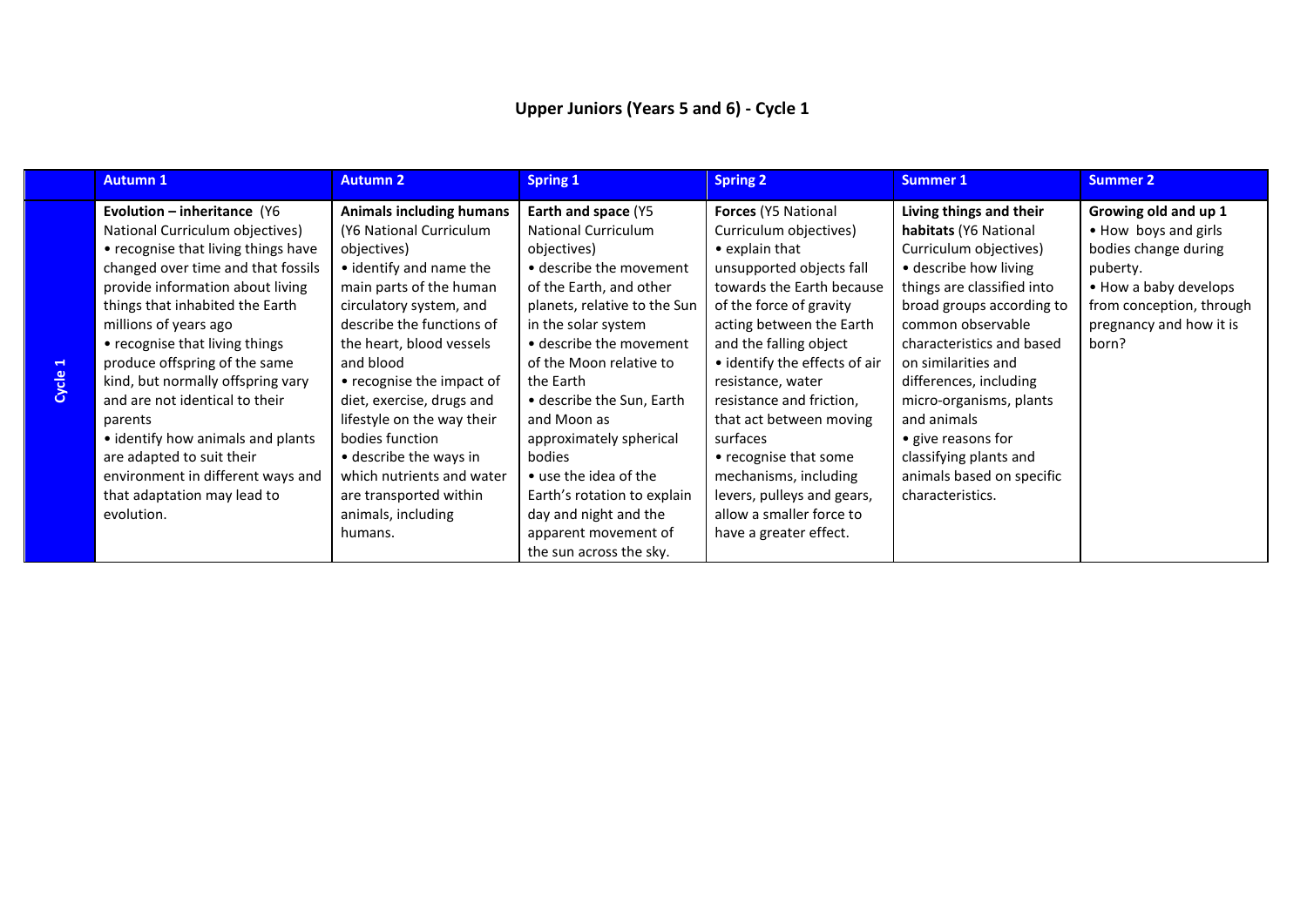## Upper Juniors (Years 5 and 6) - Cycle 1

| | Autumn 1 | Autumn 2 | Spring 1 | Spring 2 | Summer 1 | Summer 2 |
|---|---|---|---|---|---|---|
| Cycle 1 | **Evolution – inheritance** (Y6 National Curriculum objectives)<br>• recognise that living things have changed over time and that fossils provide information about living things that inhabited the Earth millions of years ago<br>• recognise that living things produce offspring of the same kind, but normally offspring vary and are not identical to their parents<br>• identify how animals and plants are adapted to suit their environment in different ways and that adaptation may lead to evolution. | **Animals including humans** (Y6 National Curriculum objectives)<br>• identify and name the main parts of the human circulatory system, and describe the functions of the heart, blood vessels and blood<br>• recognise the impact of diet, exercise, drugs and lifestyle on the way their bodies function<br>• describe the ways in which nutrients and water are transported within animals, including humans. | **Earth and space** (Y5 National Curriculum objectives)<br>• describe the movement of the Earth, and other planets, relative to the Sun in the solar system<br>• describe the movement of the Moon relative to the Earth<br>• describe the Sun, Earth and Moon as approximately spherical bodies<br>• use the idea of the Earth's rotation to explain day and night and the apparent movement of the sun across the sky. | **Forces** (Y5 National Curriculum objectives)<br>• explain that unsupported objects fall towards the Earth because of the force of gravity acting between the Earth and the falling object<br>• identify the effects of air resistance, water resistance and friction, that act between moving surfaces<br>• recognise that some mechanisms, including levers, pulleys and gears, allow a smaller force to have a greater effect. | **Living things and their habitats** (Y6 National Curriculum objectives)<br>• describe how living things are classified into broad groups according to common observable characteristics and based on similarities and differences, including micro-organisms, plants and animals<br>• give reasons for classifying plants and animals based on specific characteristics. | **Growing old and up 1**<br>• How boys and girls bodies change during puberty.<br>• How a baby develops from conception, through pregnancy and how it is born? |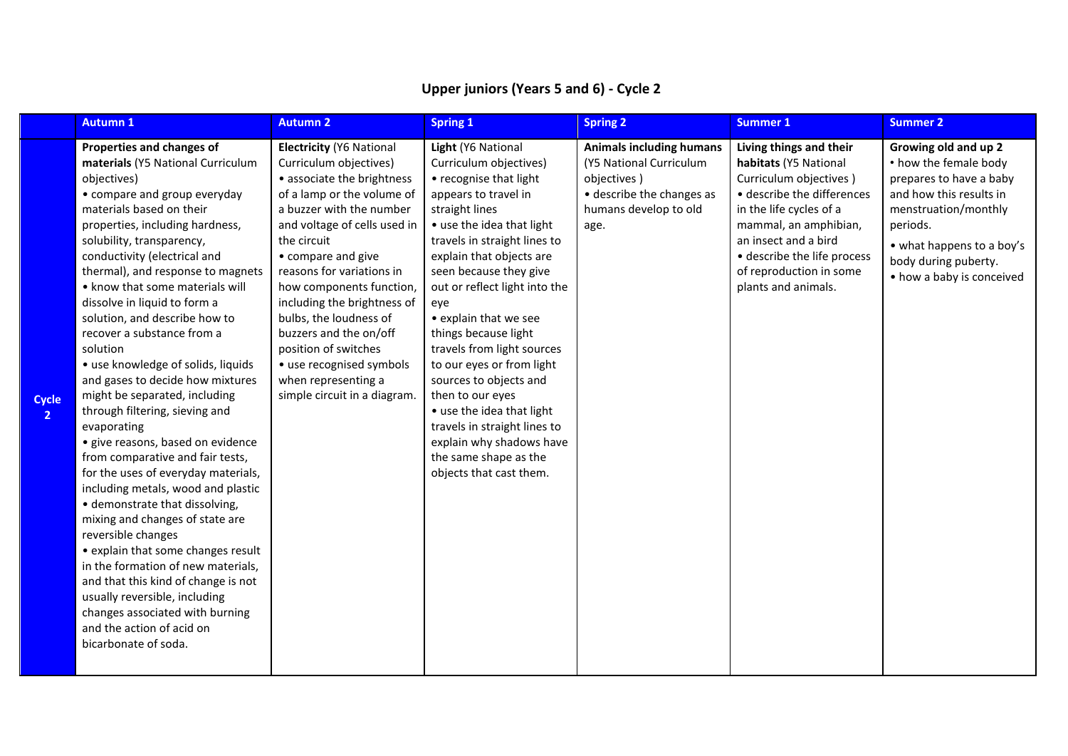# Upper juniors (Years 5 and 6) - Cycle 2

| | Autumn 1 | Autumn 2 | Spring 1 | Spring 2 | Summer 1 | Summer 2 |
|---|---|---|---|---|---|---|
| **Cycle 2** | **Properties and changes of materials** (Y5 National Curriculum objectives)<br>• compare and group everyday materials based on their properties, including hardness, solubility, transparency, conductivity (electrical and thermal), and response to magnets<br>• know that some materials will dissolve in liquid to form a solution, and describe how to recover a substance from a solution<br>• use knowledge of solids, liquids and gases to decide how mixtures might be separated, including through filtering, sieving and evaporating<br>• give reasons, based on evidence from comparative and fair tests, for the uses of everyday materials, including metals, wood and plastic<br>• demonstrate that dissolving, mixing and changes of state are reversible changes<br>• explain that some changes result in the formation of new materials, and that this kind of change is not usually reversible, including changes associated with burning and the action of acid on bicarbonate of soda. | **Electricity** (Y6 National Curriculum objectives)<br>• associate the brightness of a lamp or the volume of a buzzer with the number and voltage of cells used in the circuit<br>• compare and give reasons for variations in how components function, including the brightness of bulbs, the loudness of buzzers and the on/off position of switches<br>• use recognised symbols when representing a simple circuit in a diagram. | **Light** (Y6 National Curriculum objectives)<br>• recognise that light appears to travel in straight lines<br>• use the idea that light travels in straight lines to explain that objects are seen because they give out or reflect light into the eye<br>• explain that we see things because light travels from light sources to our eyes or from light sources to objects and then to our eyes<br>• use the idea that light travels in straight lines to explain why shadows have the same shape as the objects that cast them. | **Animals including humans** (Y5 National Curriculum objectives )<br>• describe the changes as humans develop to old age. | **Living things and their habitats** (Y5 National Curriculum objectives )<br>• describe the differences in the life cycles of a mammal, an amphibian, an insect and a bird<br>• describe the life process of reproduction in some plants and animals. | **Growing old and up 2**<br>• how the female body prepares to have a baby and how this results in menstruation/monthly periods.<br>• what happens to a boy's body during puberty.<br>• how a baby is conceived |